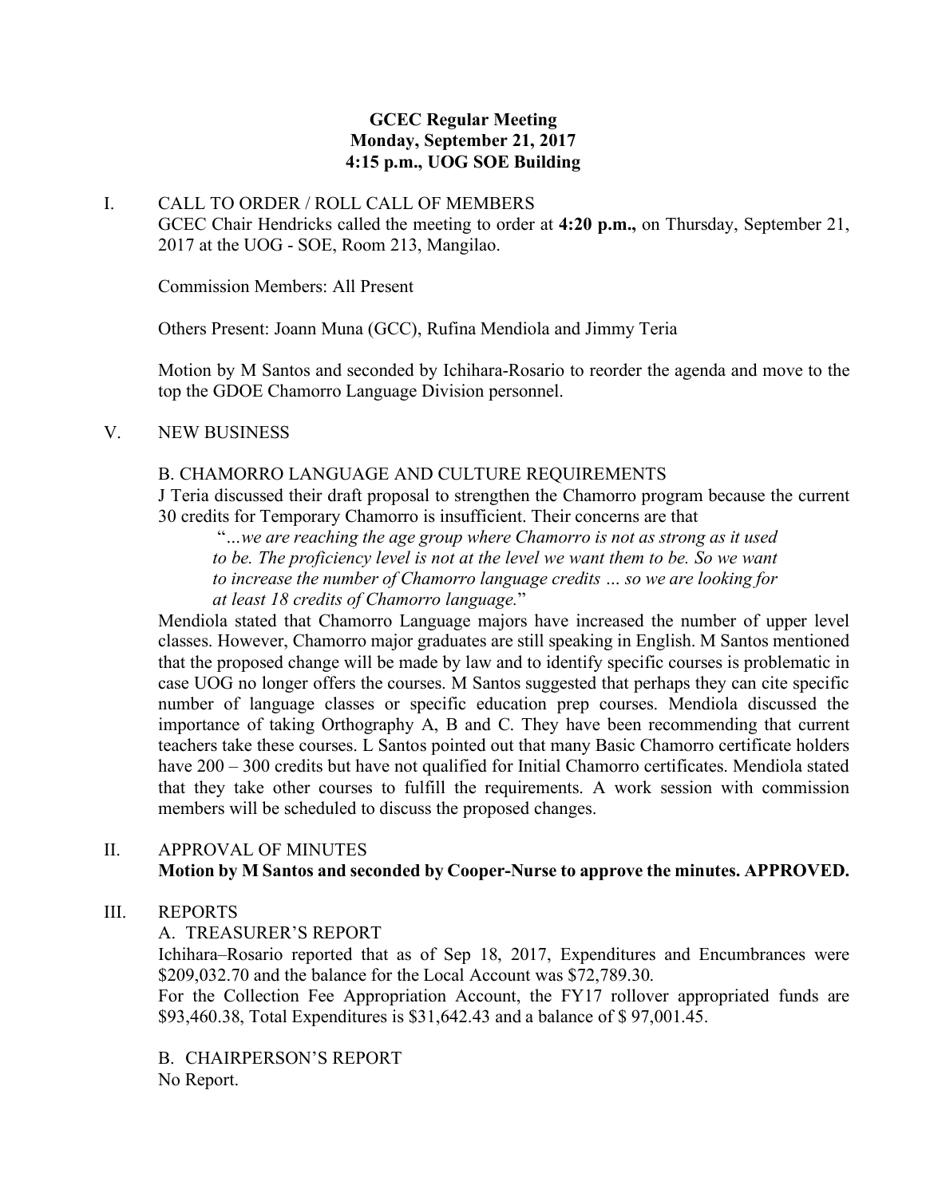**GCEC Regular Meeting**
**Monday, September 21, 2017**
**4:15 p.m., UOG SOE Building**

I. CALL TO ORDER / ROLL CALL OF MEMBERS

GCEC Chair Hendricks called the meeting to order at **4:20 p.m.,** on Thursday, September 21, 2017 at the UOG - SOE, Room 213, Mangilao.

Commission Members: All Present

Others Present: Joann Muna (GCC), Rufina Mendiola and Jimmy Teria

Motion by M Santos and seconded by Ichihara-Rosario to reorder the agenda and move to the top the GDOE Chamorro Language Division personnel.

V. NEW BUSINESS

B. CHAMORRO LANGUAGE AND CULTURE REQUIREMENTS

J Teria discussed their draft proposal to strengthen the Chamorro program because the current 30 credits for Temporary Chamorro is insufficient. Their concerns are that

> "*…we are reaching the age group where Chamorro is not as strong as it used to be. The proficiency level is not at the level we want them to be. So we want to increase the number of Chamorro language credits … so we are looking for at least 18 credits of Chamorro language.*"

Mendiola stated that Chamorro Language majors have increased the number of upper level classes. However, Chamorro major graduates are still speaking in English. M Santos mentioned that the proposed change will be made by law and to identify specific courses is problematic in case UOG no longer offers the courses. M Santos suggested that perhaps they can cite specific number of language classes or specific education prep courses. Mendiola discussed the importance of taking Orthography A, B and C. They have been recommending that current teachers take these courses. L Santos pointed out that many Basic Chamorro certificate holders have 200 – 300 credits but have not qualified for Initial Chamorro certificates. Mendiola stated that they take other courses to fulfill the requirements. A work session with commission members will be scheduled to discuss the proposed changes.

II. APPROVAL OF MINUTES

**Motion by M Santos and seconded by Cooper-Nurse to approve the minutes. APPROVED.**

III. REPORTS

A. TREASURER'S REPORT

Ichihara–Rosario reported that as of Sep 18, 2017, Expenditures and Encumbrances were \$209,032.70 and the balance for the Local Account was \$72,789.30.

For the Collection Fee Appropriation Account, the FY17 rollover appropriated funds are \$93,460.38, Total Expenditures is \$31,642.43 and a balance of \$ 97,001.45.

B. CHAIRPERSON'S REPORT

No Report.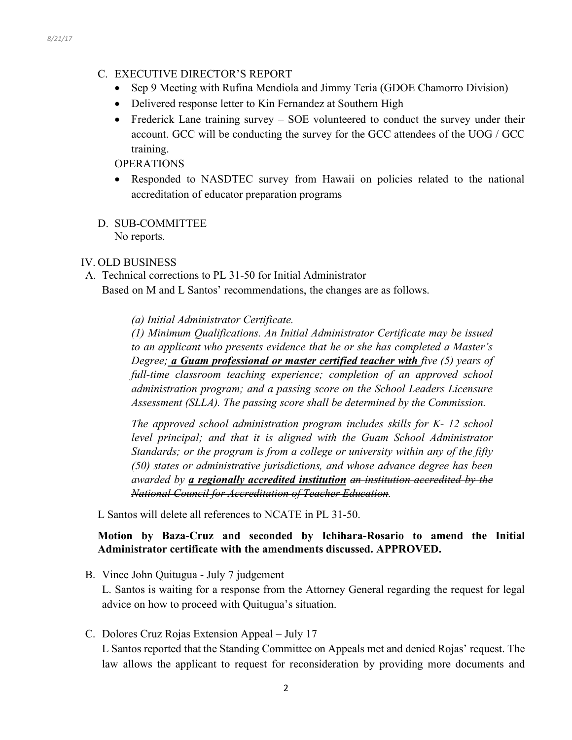C. EXECUTIVE DIRECTOR'S REPORT

- Sep 9 Meeting with Rufina Mendiola and Jimmy Teria (GDOE Chamorro Division)
- Delivered response letter to Kin Fernandez at Southern High
- Frederick Lane training survey – SOE volunteered to conduct the survey under their account. GCC will be conducting the survey for the GCC attendees of the UOG / GCC training.

OPERATIONS

- Responded to NASDTEC survey from Hawaii on policies related to the national accreditation of educator preparation programs

D. SUB-COMMITTEE
No reports.

IV. OLD BUSINESS

A. Technical corrections to PL 31-50 for Initial Administrator
Based on M and L Santos' recommendations, the changes are as follows.

> *(a) Initial Administrator Certificate.*
>
> *(1) Minimum Qualifications. An Initial Administrator Certificate may be issued to an applicant who presents evidence that he or she has completed a Master's Degree;* ***a Guam professional or master certified teacher with*** *five (5) years of full-time classroom teaching experience; completion of an approved school administration program; and a passing score on the School Leaders Licensure Assessment (SLLA). The passing score shall be determined by the Commission.*
>
> *The approved school administration program includes skills for K- 12 school level principal; and that it is aligned with the Guam School Administrator Standards; or the program is from a college or university within any of the fifty (50) states or administrative jurisdictions, and whose advance degree has been awarded by* ***a regionally accredited institution*** *~~an institution accredited by the National Council for Accreditation of Teacher Education~~.*

L Santos will delete all references to NCATE in PL 31-50.

**Motion by Baza-Cruz and seconded by Ichihara-Rosario to amend the Initial Administrator certificate with the amendments discussed. APPROVED.**

B. Vince John Quitugua - July 7 judgement
L. Santos is waiting for a response from the Attorney General regarding the request for legal advice on how to proceed with Quitugua's situation.

C. Dolores Cruz Rojas Extension Appeal – July 17
L Santos reported that the Standing Committee on Appeals met and denied Rojas' request. The law allows the applicant to request for reconsideration by providing more documents and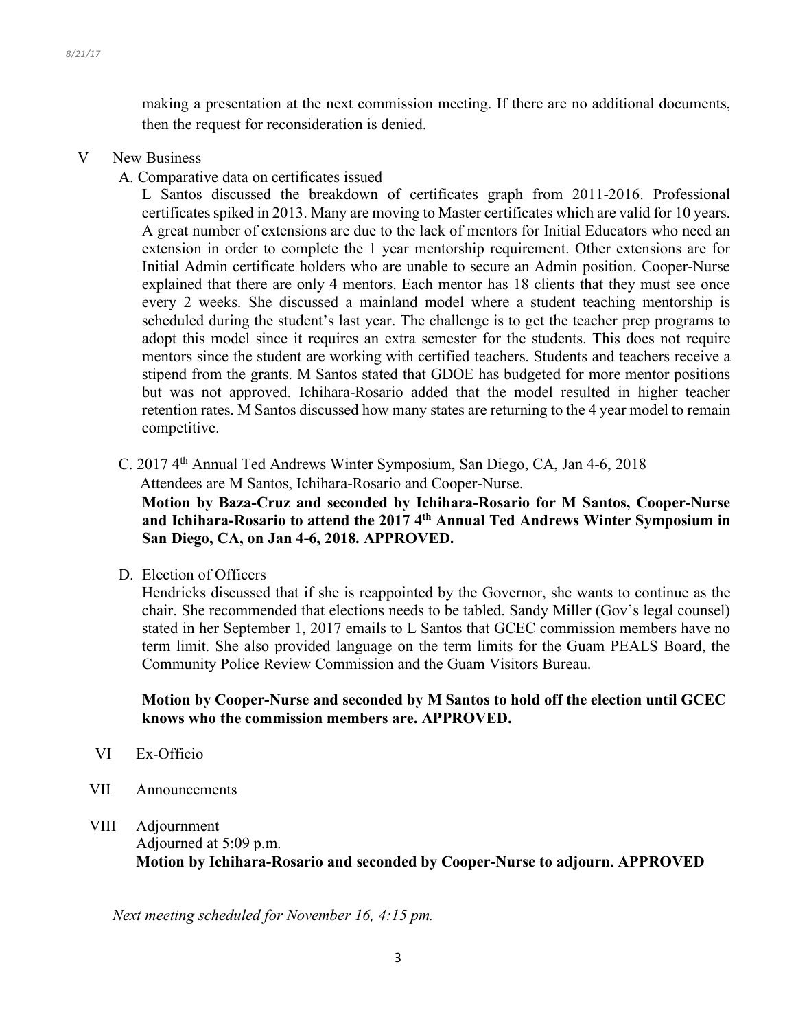making a presentation at the next commission meeting. If there are no additional documents, then the request for reconsideration is denied.

V New Business

A. Comparative data on certificates issued

L Santos discussed the breakdown of certificates graph from 2011-2016. Professional certificates spiked in 2013. Many are moving to Master certificates which are valid for 10 years. A great number of extensions are due to the lack of mentors for Initial Educators who need an extension in order to complete the 1 year mentorship requirement. Other extensions are for Initial Admin certificate holders who are unable to secure an Admin position. Cooper-Nurse explained that there are only 4 mentors. Each mentor has 18 clients that they must see once every 2 weeks. She discussed a mainland model where a student teaching mentorship is scheduled during the student's last year. The challenge is to get the teacher prep programs to adopt this model since it requires an extra semester for the students. This does not require mentors since the student are working with certified teachers. Students and teachers receive a stipend from the grants. M Santos stated that GDOE has budgeted for more mentor positions but was not approved. Ichihara-Rosario added that the model resulted in higher teacher retention rates. M Santos discussed how many states are returning to the 4 year model to remain competitive.

C. 2017 4th Annual Ted Andrews Winter Symposium, San Diego, CA, Jan 4-6, 2018

Attendees are M Santos, Ichihara-Rosario and Cooper-Nurse.

**Motion by Baza-Cruz and seconded by Ichihara-Rosario for M Santos, Cooper-Nurse and Ichihara-Rosario to attend the 2017 4th Annual Ted Andrews Winter Symposium in San Diego, CA, on Jan 4-6, 2018. APPROVED.**

D. Election of Officers

Hendricks discussed that if she is reappointed by the Governor, she wants to continue as the chair. She recommended that elections needs to be tabled. Sandy Miller (Gov's legal counsel) stated in her September 1, 2017 emails to L Santos that GCEC commission members have no term limit. She also provided language on the term limits for the Guam PEALS Board, the Community Police Review Commission and the Guam Visitors Bureau.

**Motion by Cooper-Nurse and seconded by M Santos to hold off the election until GCEC knows who the commission members are. APPROVED.**

VI Ex-Officio

VII Announcements

VIII Adjournment

Adjourned at 5:09 p.m.

**Motion by Ichihara-Rosario and seconded by Cooper-Nurse to adjourn. APPROVED**

*Next meeting scheduled for November 16, 4:15 pm.*